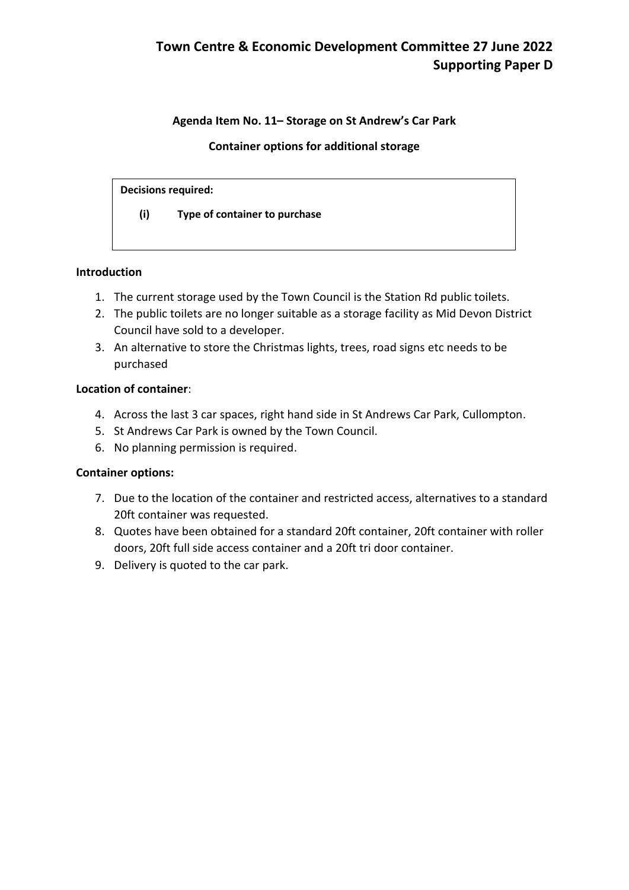# Town Centre & Economic Development Committee 27 June 2022
## Supporting Paper D

**Agenda Item No. 11– Storage on St Andrew's Car Park**

**Container options for additional storage**

**Decisions required:**

**(i) Type of container to purchase**

**Introduction**

1. The current storage used by the Town Council is the Station Rd public toilets.
2. The public toilets are no longer suitable as a storage facility as Mid Devon District Council have sold to a developer.
3. An alternative to store the Christmas lights, trees, road signs etc needs to be purchased

**Location of container**:

4. Across the last 3 car spaces, right hand side in St Andrews Car Park, Cullompton.
5. St Andrews Car Park is owned by the Town Council.
6. No planning permission is required.

**Container options:**

7. Due to the location of the container and restricted access, alternatives to a standard 20ft container was requested.
8. Quotes have been obtained for a standard 20ft container, 20ft container with roller doors, 20ft full side access container and a 20ft tri door container.
9. Delivery is quoted to the car park.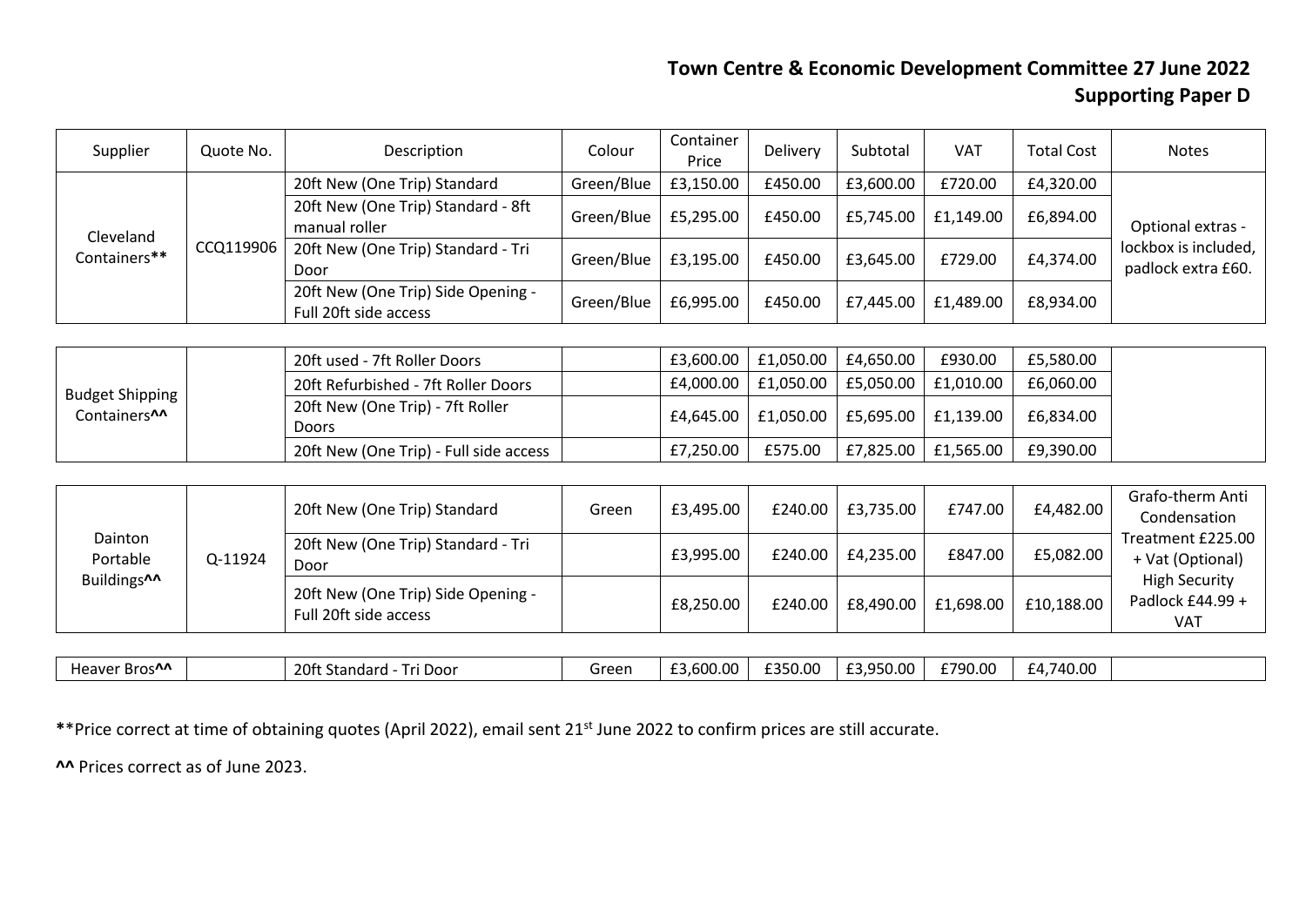**Town Centre & Economic Development Committee 27 June 2022**
**Supporting Paper D**

| Supplier | Quote No. | Description | Colour | Container Price | Delivery | Subtotal | VAT | Total Cost | Notes |
|---|---|---|---|---|---|---|---|---|---|
| Cleveland Containers** | CCQ119906 | 20ft New (One Trip) Standard | Green/Blue | £3,150.00 | £450.00 | £3,600.00 | £720.00 | £4,320.00 | Optional extras - lockbox is included, padlock extra £60. |
| | | 20ft New (One Trip) Standard - 8ft manual roller | Green/Blue | £5,295.00 | £450.00 | £5,745.00 | £1,149.00 | £6,894.00 | |
| | | 20ft New (One Trip) Standard - Tri Door | Green/Blue | £3,195.00 | £450.00 | £3,645.00 | £729.00 | £4,374.00 | |
| | | 20ft New (One Trip) Side Opening - Full 20ft side access | Green/Blue | £6,995.00 | £450.00 | £7,445.00 | £1,489.00 | £8,934.00 | |
| Budget Shipping Containers^^ | | 20ft used - 7ft Roller Doors | | £3,600.00 | £1,050.00 | £4,650.00 | £930.00 | £5,580.00 | |
| | | 20ft Refurbished - 7ft Roller Doors | | £4,000.00 | £1,050.00 | £5,050.00 | £1,010.00 | £6,060.00 | |
| | | 20ft New (One Trip) - 7ft Roller Doors | | £4,645.00 | £1,050.00 | £5,695.00 | £1,139.00 | £6,834.00 | |
| | | 20ft New (One Trip) - Full side access | | £7,250.00 | £575.00 | £7,825.00 | £1,565.00 | £9,390.00 | |
| Dainton Portable Buildings^^ | Q-11924 | 20ft New (One Trip) Standard | Green | £3,495.00 | £240.00 | £3,735.00 | £747.00 | £4,482.00 | Grafo-therm Anti Condensation Treatment £225.00 + Vat (Optional) High Security Padlock £44.99 + VAT |
| | | 20ft New (One Trip) Standard - Tri Door | | £3,995.00 | £240.00 | £4,235.00 | £847.00 | £5,082.00 | |
| | | 20ft New (One Trip) Side Opening - Full 20ft side access | | £8,250.00 | £240.00 | £8,490.00 | £1,698.00 | £10,188.00 | |
| Heaver Bros^^ | | 20ft Standard - Tri Door | Green | £3,600.00 | £350.00 | £3,950.00 | £790.00 | £4,740.00 | |

**Price correct at time of obtaining quotes (April 2022), email sent 21st June 2022 to confirm prices are still accurate.

^^ Prices correct as of June 2023.